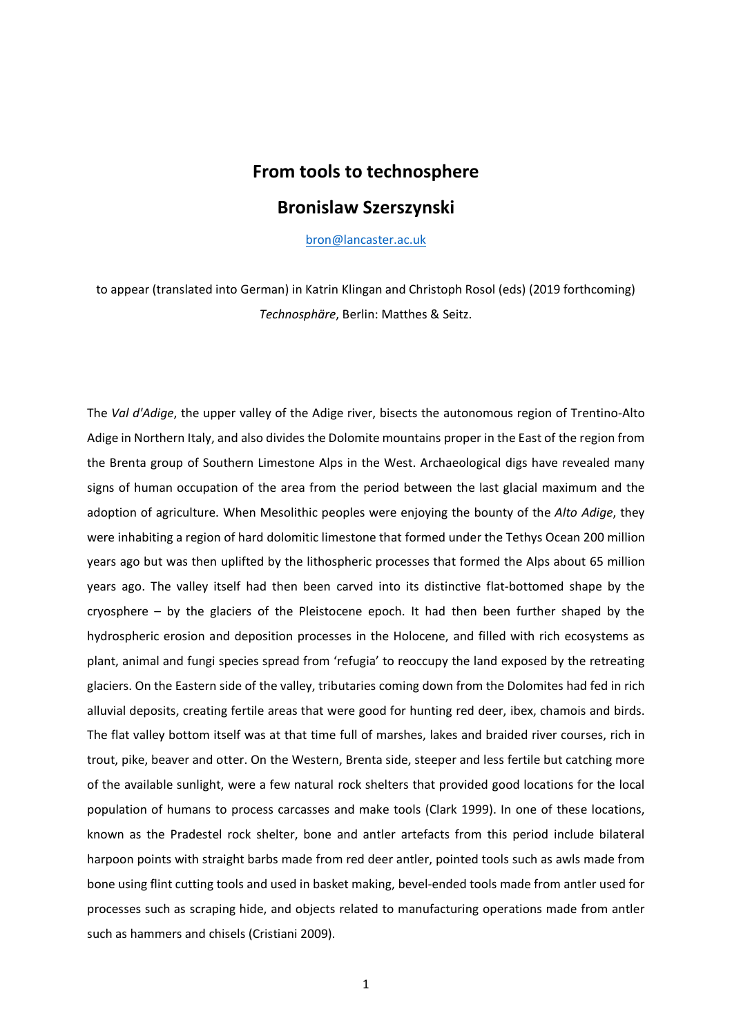# From tools to technosphere

## Bronislaw Szerszynski

bron@lancaster.ac.uk

to appear (translated into German) in Katrin Klingan and Christoph Rosol (eds) (2019 forthcoming) *Technosphäre*, Berlin: Matthes & Seitz.

The *Val d'Adige*, the upper valley of the Adige river, bisects the autonomous region of Trentino-Alto Adige in Northern Italy, and also divides the Dolomite mountains proper in the East of the region from the Brenta group of Southern Limestone Alps in the West. Archaeological digs have revealed many signs of human occupation of the area from the period between the last glacial maximum and the adoption of agriculture. When Mesolithic peoples were enjoying the bounty of the *Alto Adige*, they were inhabiting a region of hard dolomitic limestone that formed under the Tethys Ocean 200 million years ago but was then uplifted by the lithospheric processes that formed the Alps about 65 million years ago. The valley itself had then been carved into its distinctive flat-bottomed shape by the cryosphere – by the glaciers of the Pleistocene epoch. It had then been further shaped by the hydrospheric erosion and deposition processes in the Holocene, and filled with rich ecosystems as plant, animal and fungi species spread from 'refugia' to reoccupy the land exposed by the retreating glaciers. On the Eastern side of the valley, tributaries coming down from the Dolomites had fed in rich alluvial deposits, creating fertile areas that were good for hunting red deer, ibex, chamois and birds. The flat valley bottom itself was at that time full of marshes, lakes and braided river courses, rich in trout, pike, beaver and otter. On the Western, Brenta side, steeper and less fertile but catching more of the available sunlight, were a few natural rock shelters that provided good locations for the local population of humans to process carcasses and make tools (Clark 1999). In one of these locations, known as the Pradestel rock shelter, bone and antler artefacts from this period include bilateral harpoon points with straight barbs made from red deer antler, pointed tools such as awls made from bone using flint cutting tools and used in basket making, bevel-ended tools made from antler used for processes such as scraping hide, and objects related to manufacturing operations made from antler such as hammers and chisels (Cristiani 2009).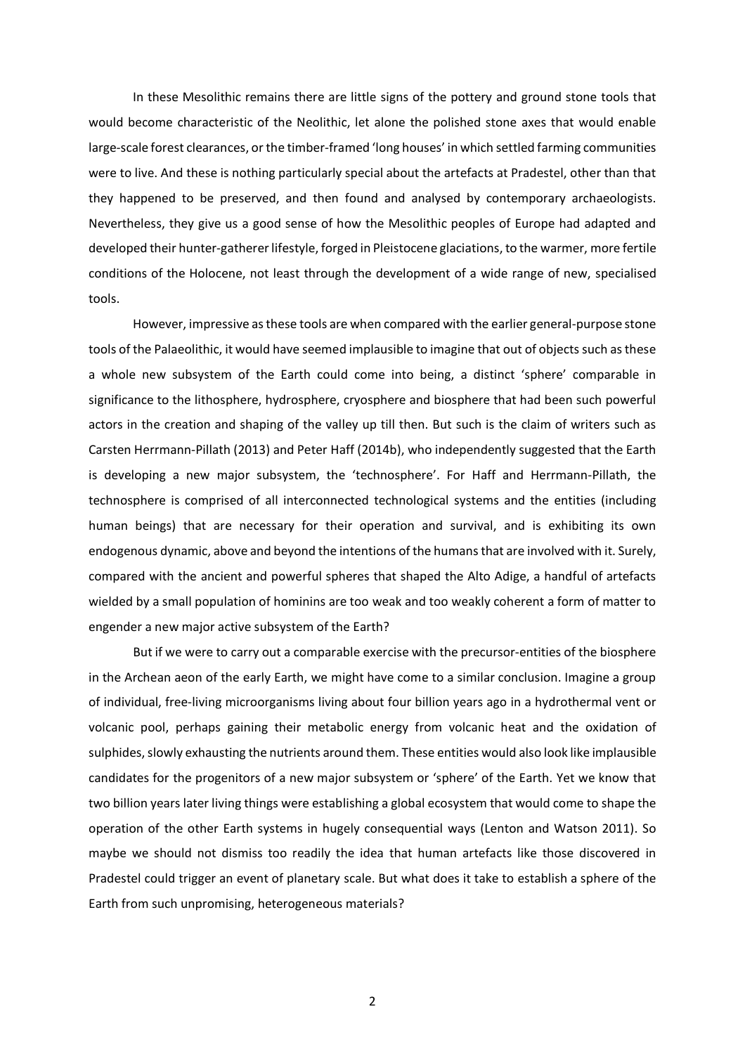In these Mesolithic remains there are little signs of the pottery and ground stone tools that would become characteristic of the Neolithic, let alone the polished stone axes that would enable large-scale forest clearances, or the timber-framed 'long houses' in which settled farming communities were to live. And these is nothing particularly special about the artefacts at Pradestel, other than that they happened to be preserved, and then found and analysed by contemporary archaeologists. Nevertheless, they give us a good sense of how the Mesolithic peoples of Europe had adapted and developed their hunter-gatherer lifestyle, forged in Pleistocene glaciations, to the warmer, more fertile conditions of the Holocene, not least through the development of a wide range of new, specialised tools.

However, impressive as these tools are when compared with the earlier general-purpose stone tools of the Palaeolithic, it would have seemed implausible to imagine that out of objects such as these a whole new subsystem of the Earth could come into being, a distinct 'sphere' comparable in significance to the lithosphere, hydrosphere, cryosphere and biosphere that had been such powerful actors in the creation and shaping of the valley up till then. But such is the claim of writers such as Carsten Herrmann-Pillath (2013) and Peter Haff (2014b), who independently suggested that the Earth is developing a new major subsystem, the 'technosphere'. For Haff and Herrmann-Pillath, the technosphere is comprised of all interconnected technological systems and the entities (including human beings) that are necessary for their operation and survival, and is exhibiting its own endogenous dynamic, above and beyond the intentions of the humans that are involved with it. Surely, compared with the ancient and powerful spheres that shaped the Alto Adige, a handful of artefacts wielded by a small population of hominins are too weak and too weakly coherent a form of matter to engender a new major active subsystem of the Earth?

But if we were to carry out a comparable exercise with the precursor-entities of the biosphere in the Archean aeon of the early Earth, we might have come to a similar conclusion. Imagine a group of individual, free-living microorganisms living about four billion years ago in a hydrothermal vent or volcanic pool, perhaps gaining their metabolic energy from volcanic heat and the oxidation of sulphides, slowly exhausting the nutrients around them. These entities would also look like implausible candidates for the progenitors of a new major subsystem or 'sphere' of the Earth. Yet we know that two billion years later living things were establishing a global ecosystem that would come to shape the operation of the other Earth systems in hugely consequential ways (Lenton and Watson 2011). So maybe we should not dismiss too readily the idea that human artefacts like those discovered in Pradestel could trigger an event of planetary scale. But what does it take to establish a sphere of the Earth from such unpromising, heterogeneous materials?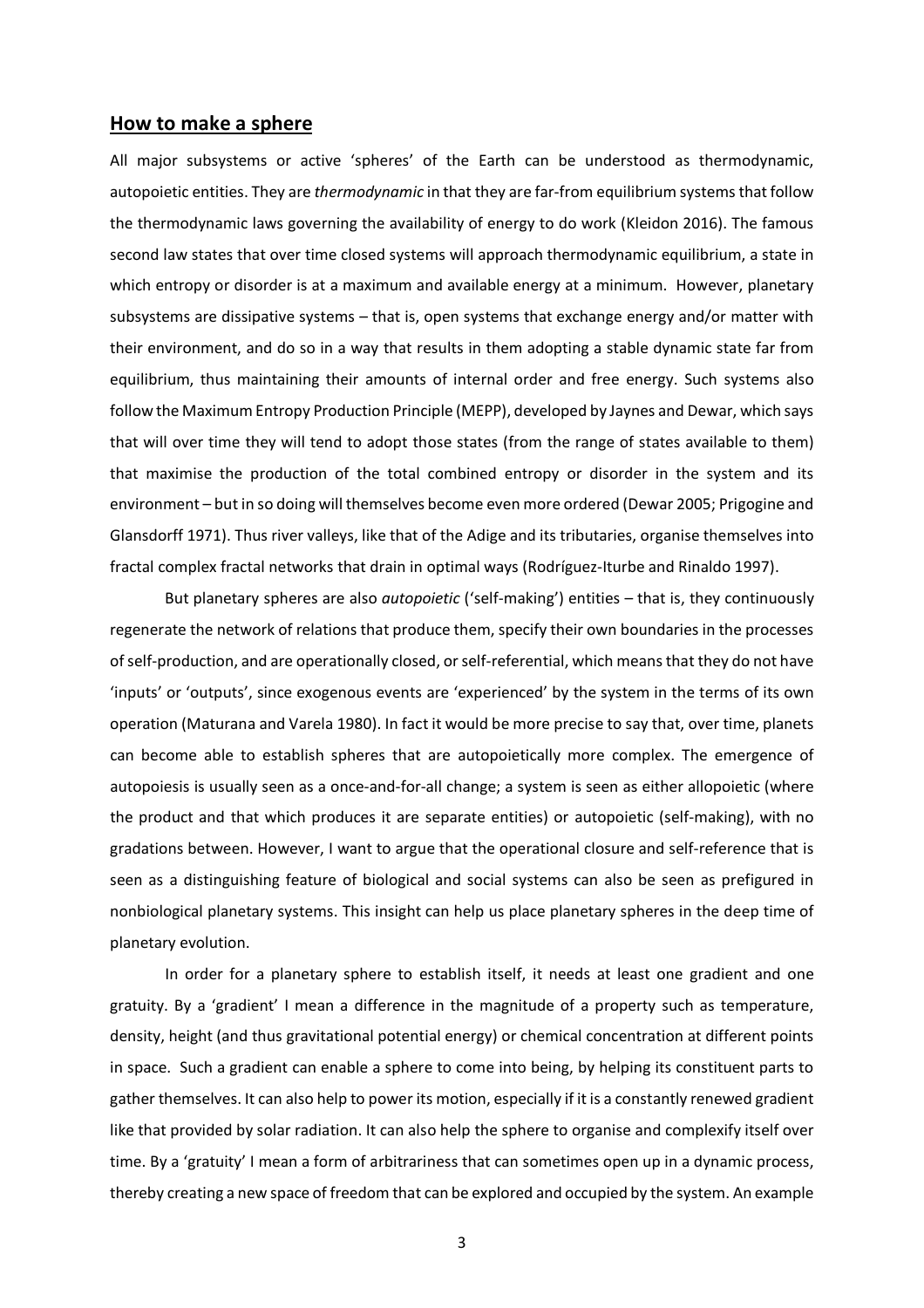## **How to make a sphere**

All major subsystems or active 'spheres' of the Earth can be understood as thermodynamic, autopoietic entities. They are *thermodynamic* in that they are far-from equilibrium systems that follow the thermodynamic laws governing the availability of energy to do work (Kleidon 2016). The famous second law states that over time closed systems will approach thermodynamic equilibrium, a state in which entropy or disorder is at a maximum and available energy at a minimum. However, planetary subsystems are dissipative systems – that is, open systems that exchange energy and/or matter with their environment, and do so in a way that results in them adopting a stable dynamic state far from equilibrium, thus maintaining their amounts of internal order and free energy. Such systems also follow the Maximum Entropy Production Principle (MEPP), developed by Jaynes and Dewar, which says that will over time they will tend to adopt those states (from the range of states available to them) that maximise the production of the total combined entropy or disorder in the system and its environment – but in so doing will themselves become even more ordered (Dewar 2005; Prigogine and Glansdorff 1971). Thus river valleys, like that of the Adige and its tributaries, organise themselves into fractal complex fractal networks that drain in optimal ways (Rodríguez-Iturbe and Rinaldo 1997).

But planetary spheres are also *autopoietic* ('self-making') entities – that is, they continuously regenerate the network of relations that produce them, specify their own boundaries in the processes of self-production, and are operationally closed, or self-referential, which means that they do not have 'inputs' or 'outputs', since exogenous events are 'experienced' by the system in the terms of its own operation (Maturana and Varela 1980). In fact it would be more precise to say that, over time, planets can become able to establish spheres that are autopoietically more complex. The emergence of autopoiesis is usually seen as a once-and-for-all change; a system is seen as either allopoietic (where the product and that which produces it are separate entities) or autopoietic (self-making), with no gradations between. However, I want to argue that the operational closure and self-reference that is seen as a distinguishing feature of biological and social systems can also be seen as prefigured in nonbiological planetary systems. This insight can help us place planetary spheres in the deep time of planetary evolution.

In order for a planetary sphere to establish itself, it needs at least one gradient and one gratuity. By a 'gradient' I mean a difference in the magnitude of a property such as temperature, density, height (and thus gravitational potential energy) or chemical concentration at different points in space. Such a gradient can enable a sphere to come into being, by helping its constituent parts to gather themselves. It can also help to power its motion, especially if it is a constantly renewed gradient like that provided by solar radiation. It can also help the sphere to organise and complexify itself over time. By a 'gratuity' I mean a form of arbitrariness that can sometimes open up in a dynamic process, thereby creating a new space of freedom that can be explored and occupied by the system. An example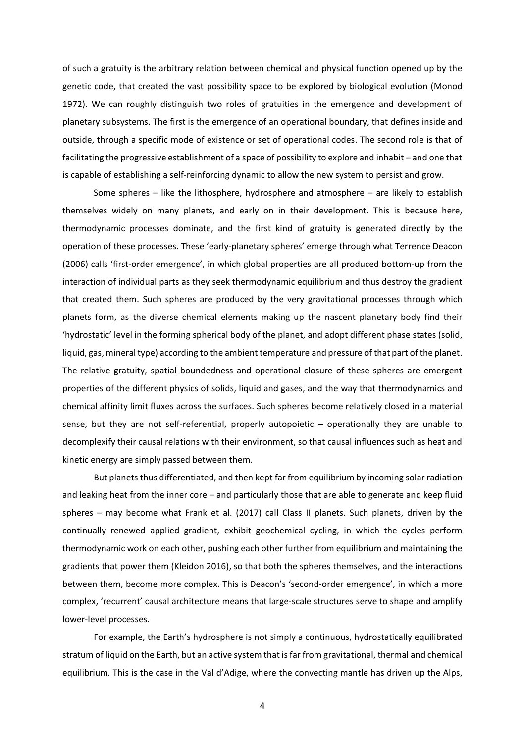of such a gratuity is the arbitrary relation between chemical and physical function opened up by the genetic code, that created the vast possibility space to be explored by biological evolution (Monod 1972). We can roughly distinguish two roles of gratuities in the emergence and development of planetary subsystems. The first is the emergence of an operational boundary, that defines inside and outside, through a specific mode of existence or set of operational codes. The second role is that of facilitating the progressive establishment of a space of possibility to explore and inhabit – and one that is capable of establishing a self-reinforcing dynamic to allow the new system to persist and grow.

Some spheres – like the lithosphere, hydrosphere and atmosphere – are likely to establish themselves widely on many planets, and early on in their development. This is because here, thermodynamic processes dominate, and the first kind of gratuity is generated directly by the operation of these processes. These 'early-planetary spheres' emerge through what Terrence Deacon (2006) calls 'first-order emergence', in which global properties are all produced bottom-up from the interaction of individual parts as they seek thermodynamic equilibrium and thus destroy the gradient that created them. Such spheres are produced by the very gravitational processes through which planets form, as the diverse chemical elements making up the nascent planetary body find their 'hydrostatic' level in the forming spherical body of the planet, and adopt different phase states (solid, liquid, gas, mineral type) according to the ambient temperature and pressure of that part of the planet. The relative gratuity, spatial boundedness and operational closure of these spheres are emergent properties of the different physics of solids, liquid and gases, and the way that thermodynamics and chemical affinity limit fluxes across the surfaces. Such spheres become relatively closed in a material sense, but they are not self-referential, properly autopoietic – operationally they are unable to decomplexify their causal relations with their environment, so that causal influences such as heat and kinetic energy are simply passed between them.

But planets thus differentiated, and then kept far from equilibrium by incoming solar radiation and leaking heat from the inner core – and particularly those that are able to generate and keep fluid spheres – may become what Frank et al. (2017) call Class II planets. Such planets, driven by the continually renewed applied gradient, exhibit geochemical cycling, in which the cycles perform thermodynamic work on each other, pushing each other further from equilibrium and maintaining the gradients that power them (Kleidon 2016), so that both the spheres themselves, and the interactions between them, become more complex. This is Deacon's 'second-order emergence', in which a more complex, 'recurrent' causal architecture means that large-scale structures serve to shape and amplify lower-level processes.

For example, the Earth's hydrosphere is not simply a continuous, hydrostatically equilibrated stratum of liquid on the Earth, but an active system that is far from gravitational, thermal and chemical equilibrium. This is the case in the Val d'Adige, where the convecting mantle has driven up the Alps,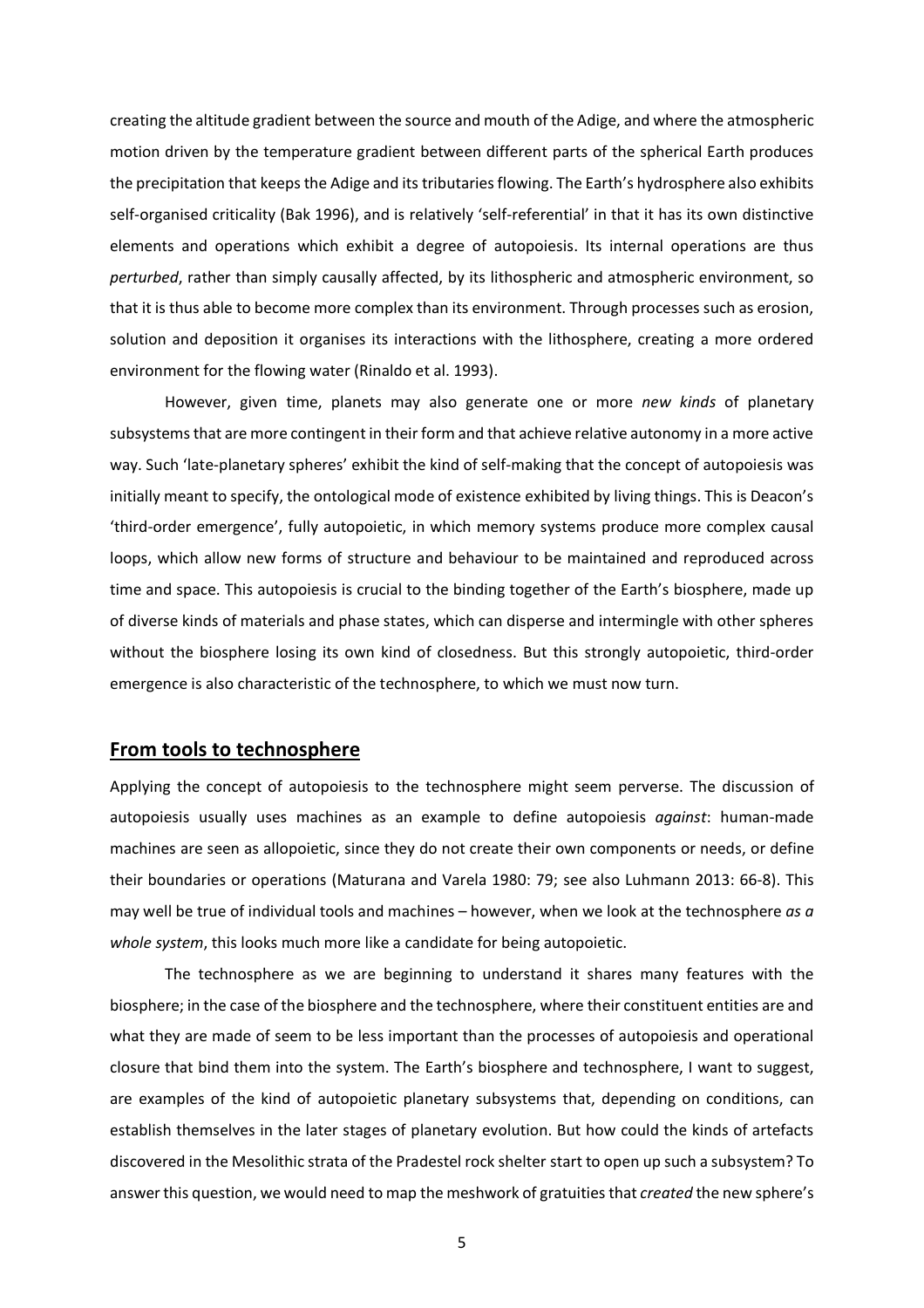creating the altitude gradient between the source and mouth of the Adige, and where the atmospheric motion driven by the temperature gradient between different parts of the spherical Earth produces the precipitation that keeps the Adige and its tributaries flowing. The Earth's hydrosphere also exhibits self-organised criticality (Bak 1996), and is relatively 'self-referential' in that it has its own distinctive elements and operations which exhibit a degree of autopoiesis. Its internal operations are thus *perturbed*, rather than simply causally affected, by its lithospheric and atmospheric environment, so that it is thus able to become more complex than its environment. Through processes such as erosion, solution and deposition it organises its interactions with the lithosphere, creating a more ordered environment for the flowing water (Rinaldo et al. 1993).

However, given time, planets may also generate one or more *new kinds* of planetary subsystems that are more contingent in their form and that achieve relative autonomy in a more active way. Such 'late-planetary spheres' exhibit the kind of self-making that the concept of autopoiesis was initially meant to specify, the ontological mode of existence exhibited by living things. This is Deacon's 'third-order emergence', fully autopoietic, in which memory systems produce more complex causal loops, which allow new forms of structure and behaviour to be maintained and reproduced across time and space. This autopoiesis is crucial to the binding together of the Earth's biosphere, made up of diverse kinds of materials and phase states, which can disperse and intermingle with other spheres without the biosphere losing its own kind of closedness. But this strongly autopoietic, third-order emergence is also characteristic of the technosphere, to which we must now turn.

## From tools to technosphere

Applying the concept of autopoiesis to the technosphere might seem perverse. The discussion of autopoiesis usually uses machines as an example to define autopoiesis *against*: human-made machines are seen as allopoietic, since they do not create their own components or needs, or define their boundaries or operations (Maturana and Varela 1980: 79; see also Luhmann 2013: 66-8). This may well be true of individual tools and machines – however, when we look at the technosphere *as a whole system*, this looks much more like a candidate for being autopoietic.

The technosphere as we are beginning to understand it shares many features with the biosphere; in the case of the biosphere and the technosphere, where their constituent entities are and what they are made of seem to be less important than the processes of autopoiesis and operational closure that bind them into the system. The Earth's biosphere and technosphere, I want to suggest, are examples of the kind of autopoietic planetary subsystems that, depending on conditions, can establish themselves in the later stages of planetary evolution. But how could the kinds of artefacts discovered in the Mesolithic strata of the Pradestel rock shelter start to open up such a subsystem? To answer this question, we would need to map the meshwork of gratuities that *created* the new sphere's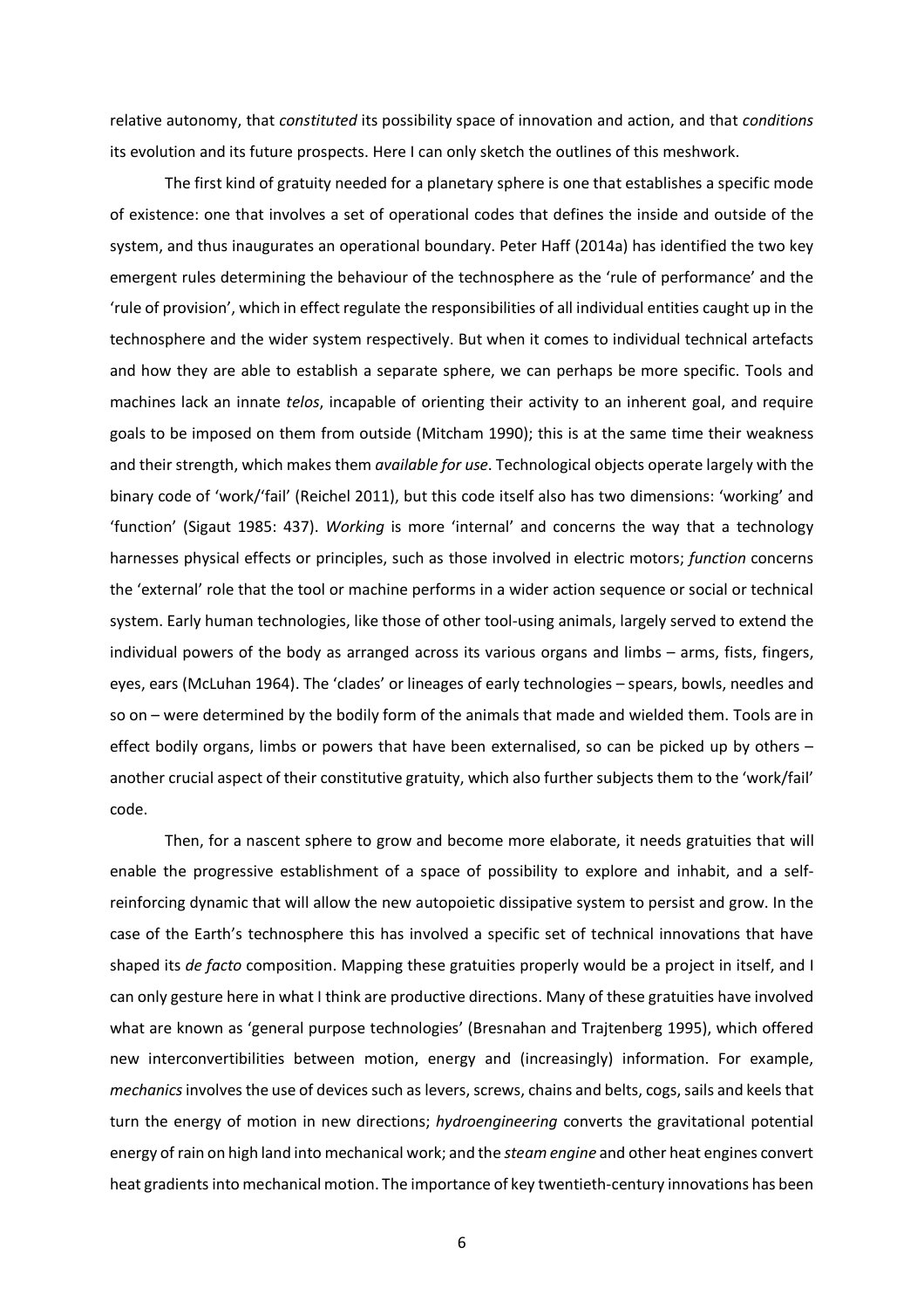relative autonomy, that *constituted* its possibility space of innovation and action, and that *conditions* its evolution and its future prospects. Here I can only sketch the outlines of this meshwork.

The first kind of gratuity needed for a planetary sphere is one that establishes a specific mode of existence: one that involves a set of operational codes that defines the inside and outside of the system, and thus inaugurates an operational boundary. Peter Haff (2014a) has identified the two key emergent rules determining the behaviour of the technosphere as the 'rule of performance' and the 'rule of provision', which in effect regulate the responsibilities of all individual entities caught up in the technosphere and the wider system respectively. But when it comes to individual technical artefacts and how they are able to establish a separate sphere, we can perhaps be more specific. Tools and machines lack an innate *telos*, incapable of orienting their activity to an inherent goal, and require goals to be imposed on them from outside (Mitcham 1990); this is at the same time their weakness and their strength, which makes them *available for use*. Technological objects operate largely with the binary code of 'work/'fail' (Reichel 2011), but this code itself also has two dimensions: 'working' and 'function' (Sigaut 1985: 437). *Working* is more 'internal' and concerns the way that a technology harnesses physical effects or principles, such as those involved in electric motors; *function* concerns the 'external' role that the tool or machine performs in a wider action sequence or social or technical system. Early human technologies, like those of other tool-using animals, largely served to extend the individual powers of the body as arranged across its various organs and limbs – arms, fists, fingers, eyes, ears (McLuhan 1964). The 'clades' or lineages of early technologies – spears, bowls, needles and so on – were determined by the bodily form of the animals that made and wielded them. Tools are in effect bodily organs, limbs or powers that have been externalised, so can be picked up by others – another crucial aspect of their constitutive gratuity, which also further subjects them to the 'work/fail' code.

Then, for a nascent sphere to grow and become more elaborate, it needs gratuities that will enable the progressive establishment of a space of possibility to explore and inhabit, and a self-reinforcing dynamic that will allow the new autopoietic dissipative system to persist and grow. In the case of the Earth's technosphere this has involved a specific set of technical innovations that have shaped its *de facto* composition. Mapping these gratuities properly would be a project in itself, and I can only gesture here in what I think are productive directions. Many of these gratuities have involved what are known as 'general purpose technologies' (Bresnahan and Trajtenberg 1995), which offered new interconvertibilities between motion, energy and (increasingly) information. For example, *mechanics* involves the use of devices such as levers, screws, chains and belts, cogs, sails and keels that turn the energy of motion in new directions; *hydroengineering* converts the gravitational potential energy of rain on high land into mechanical work; and the *steam engine* and other heat engines convert heat gradients into mechanical motion. The importance of key twentieth-century innovations has been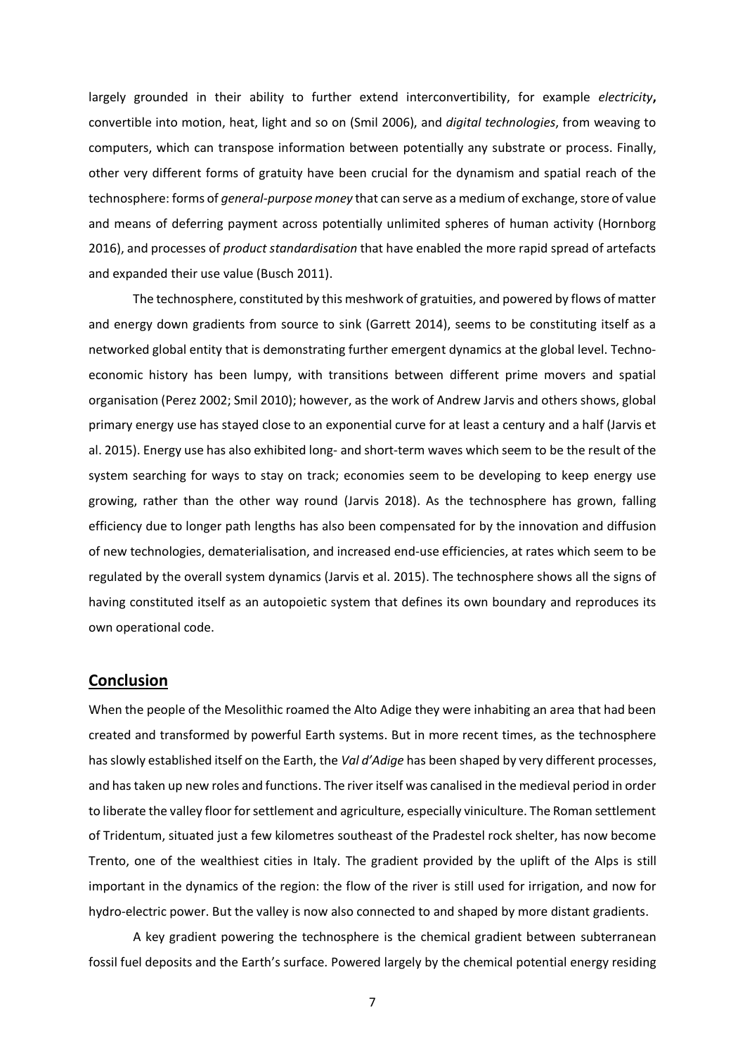largely grounded in their ability to further extend interconvertibility, for example *electricity***,** convertible into motion, heat, light and so on (Smil 2006), and *digital technologies*, from weaving to computers, which can transpose information between potentially any substrate or process. Finally, other very different forms of gratuity have been crucial for the dynamism and spatial reach of the technosphere: forms of *general-purpose money* that can serve as a medium of exchange, store of value and means of deferring payment across potentially unlimited spheres of human activity (Hornborg 2016), and processes of *product standardisation* that have enabled the more rapid spread of artefacts and expanded their use value (Busch 2011).

The technosphere, constituted by this meshwork of gratuities, and powered by flows of matter and energy down gradients from source to sink (Garrett 2014), seems to be constituting itself as a networked global entity that is demonstrating further emergent dynamics at the global level. Techno-economic history has been lumpy, with transitions between different prime movers and spatial organisation (Perez 2002; Smil 2010); however, as the work of Andrew Jarvis and others shows, global primary energy use has stayed close to an exponential curve for at least a century and a half (Jarvis et al. 2015). Energy use has also exhibited long- and short-term waves which seem to be the result of the system searching for ways to stay on track; economies seem to be developing to keep energy use growing, rather than the other way round (Jarvis 2018). As the technosphere has grown, falling efficiency due to longer path lengths has also been compensated for by the innovation and diffusion of new technologies, dematerialisation, and increased end-use efficiencies, at rates which seem to be regulated by the overall system dynamics (Jarvis et al. 2015). The technosphere shows all the signs of having constituted itself as an autopoietic system that defines its own boundary and reproduces its own operational code.

## Conclusion

When the people of the Mesolithic roamed the Alto Adige they were inhabiting an area that had been created and transformed by powerful Earth systems. But in more recent times, as the technosphere has slowly established itself on the Earth, the *Val d'Adige* has been shaped by very different processes, and has taken up new roles and functions. The river itself was canalised in the medieval period in order to liberate the valley floor for settlement and agriculture, especially viniculture. The Roman settlement of Tridentum, situated just a few kilometres southeast of the Pradestel rock shelter, has now become Trento, one of the wealthiest cities in Italy. The gradient provided by the uplift of the Alps is still important in the dynamics of the region: the flow of the river is still used for irrigation, and now for hydro-electric power. But the valley is now also connected to and shaped by more distant gradients.

A key gradient powering the technosphere is the chemical gradient between subterranean fossil fuel deposits and the Earth's surface. Powered largely by the chemical potential energy residing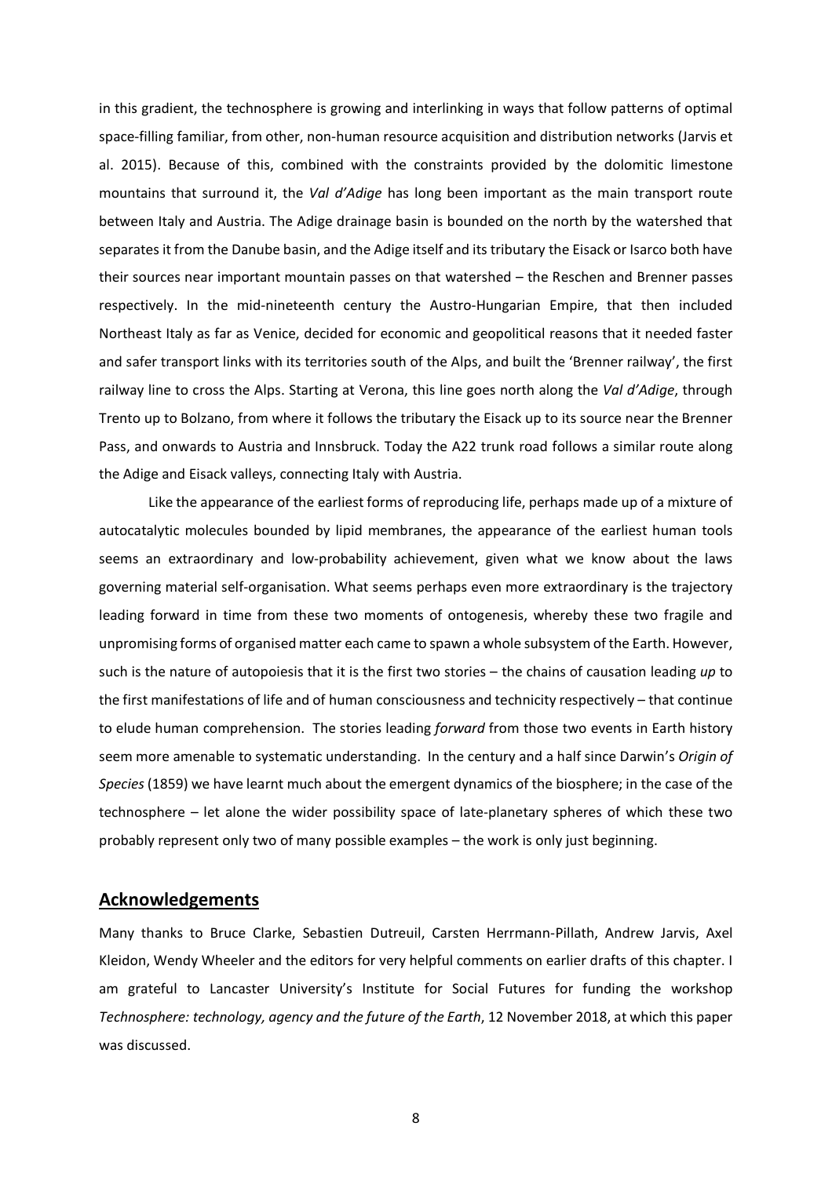in this gradient, the technosphere is growing and interlinking in ways that follow patterns of optimal space-filling familiar, from other, non-human resource acquisition and distribution networks (Jarvis et al. 2015). Because of this, combined with the constraints provided by the dolomitic limestone mountains that surround it, the *Val d'Adige* has long been important as the main transport route between Italy and Austria. The Adige drainage basin is bounded on the north by the watershed that separates it from the Danube basin, and the Adige itself and its tributary the Eisack or Isarco both have their sources near important mountain passes on that watershed – the Reschen and Brenner passes respectively. In the mid-nineteenth century the Austro-Hungarian Empire, that then included Northeast Italy as far as Venice, decided for economic and geopolitical reasons that it needed faster and safer transport links with its territories south of the Alps, and built the 'Brenner railway', the first railway line to cross the Alps. Starting at Verona, this line goes north along the *Val d'Adige*, through Trento up to Bolzano, from where it follows the tributary the Eisack up to its source near the Brenner Pass, and onwards to Austria and Innsbruck. Today the A22 trunk road follows a similar route along the Adige and Eisack valleys, connecting Italy with Austria.

Like the appearance of the earliest forms of reproducing life, perhaps made up of a mixture of autocatalytic molecules bounded by lipid membranes, the appearance of the earliest human tools seems an extraordinary and low-probability achievement, given what we know about the laws governing material self-organisation. What seems perhaps even more extraordinary is the trajectory leading forward in time from these two moments of ontogenesis, whereby these two fragile and unpromising forms of organised matter each came to spawn a whole subsystem of the Earth. However, such is the nature of autopoiesis that it is the first two stories – the chains of causation leading *up* to the first manifestations of life and of human consciousness and technicity respectively – that continue to elude human comprehension. The stories leading *forward* from those two events in Earth history seem more amenable to systematic understanding. In the century and a half since Darwin's *Origin of Species* (1859) we have learnt much about the emergent dynamics of the biosphere; in the case of the technosphere – let alone the wider possibility space of late-planetary spheres of which these two probably represent only two of many possible examples – the work is only just beginning.

## Acknowledgements

Many thanks to Bruce Clarke, Sebastien Dutreuil, Carsten Herrmann-Pillath, Andrew Jarvis, Axel Kleidon, Wendy Wheeler and the editors for very helpful comments on earlier drafts of this chapter. I am grateful to Lancaster University's Institute for Social Futures for funding the workshop *Technosphere: technology, agency and the future of the Earth*, 12 November 2018, at which this paper was discussed.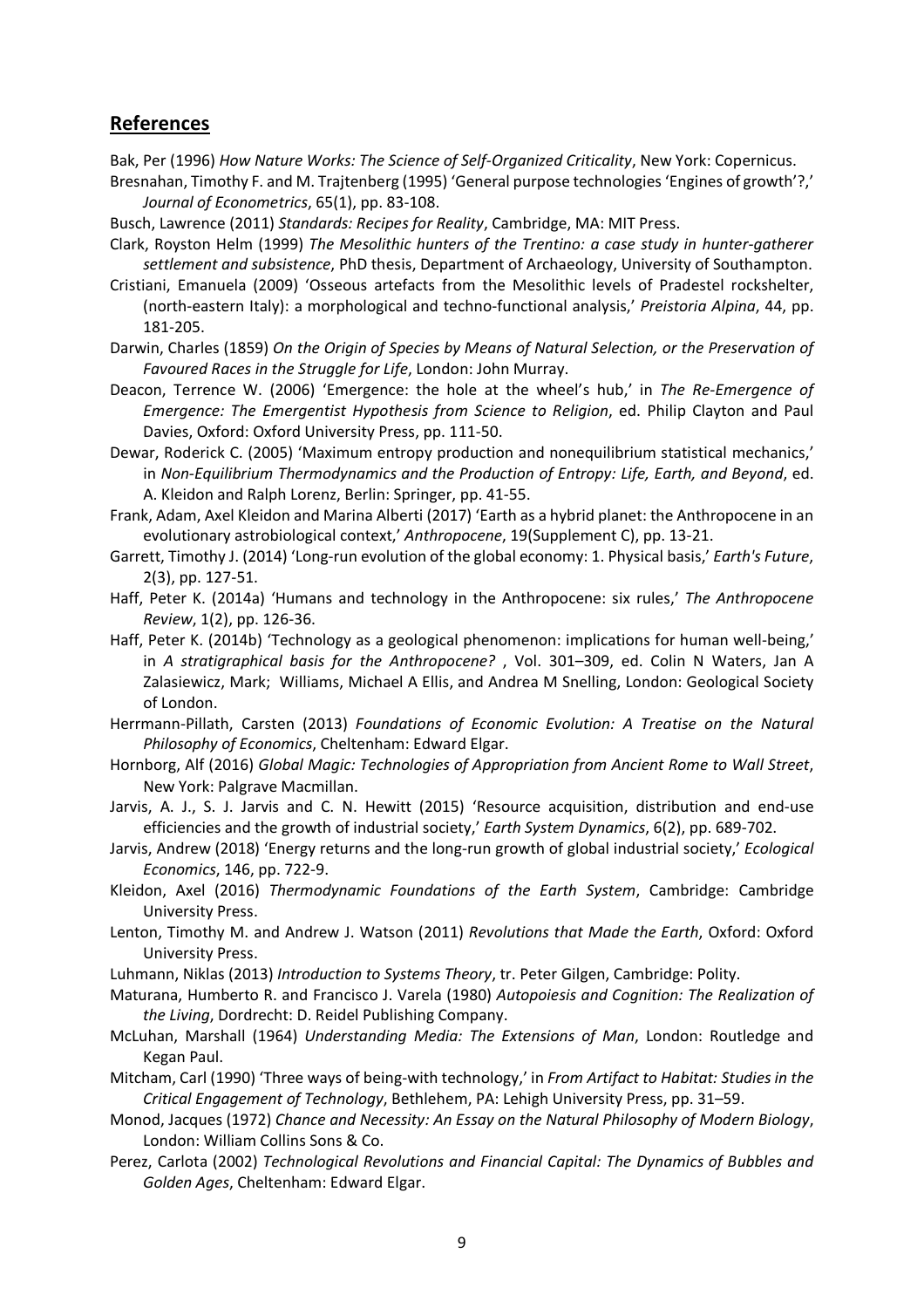## References

Bak, Per (1996) *How Nature Works: The Science of Self-Organized Criticality*, New York: Copernicus.

Bresnahan, Timothy F. and M. Trajtenberg (1995) 'General purpose technologies 'Engines of growth'?,' *Journal of Econometrics*, 65(1), pp. 83-108.

Busch, Lawrence (2011) *Standards: Recipes for Reality*, Cambridge, MA: MIT Press.

Clark, Royston Helm (1999) *The Mesolithic hunters of the Trentino: a case study in hunter-gatherer settlement and subsistence*, PhD thesis, Department of Archaeology, University of Southampton.

Cristiani, Emanuela (2009) 'Osseous artefacts from the Mesolithic levels of Pradestel rockshelter, (north-eastern Italy): a morphological and techno-functional analysis,' *Preistoria Alpina*, 44, pp. 181-205.

Darwin, Charles (1859) *On the Origin of Species by Means of Natural Selection, or the Preservation of Favoured Races in the Struggle for Life*, London: John Murray.

Deacon, Terrence W. (2006) 'Emergence: the hole at the wheel's hub,' in *The Re-Emergence of Emergence: The Emergentist Hypothesis from Science to Religion*, ed. Philip Clayton and Paul Davies, Oxford: Oxford University Press, pp. 111-50.

Dewar, Roderick C. (2005) 'Maximum entropy production and nonequilibrium statistical mechanics,' in *Non-Equilibrium Thermodynamics and the Production of Entropy: Life, Earth, and Beyond*, ed. A. Kleidon and Ralph Lorenz, Berlin: Springer, pp. 41-55.

Frank, Adam, Axel Kleidon and Marina Alberti (2017) 'Earth as a hybrid planet: the Anthropocene in an evolutionary astrobiological context,' *Anthropocene*, 19(Supplement C), pp. 13-21.

Garrett, Timothy J. (2014) 'Long-run evolution of the global economy: 1. Physical basis,' *Earth's Future*, 2(3), pp. 127-51.

Haff, Peter K. (2014a) 'Humans and technology in the Anthropocene: six rules,' *The Anthropocene Review*, 1(2), pp. 126-36.

Haff, Peter K. (2014b) 'Technology as a geological phenomenon: implications for human well-being,' in *A stratigraphical basis for the Anthropocene?* , Vol. 301–309, ed. Colin N Waters, Jan A Zalasiewicz, Mark; Williams, Michael A Ellis, and Andrea M Snelling, London: Geological Society of London.

Herrmann-Pillath, Carsten (2013) *Foundations of Economic Evolution: A Treatise on the Natural Philosophy of Economics*, Cheltenham: Edward Elgar.

Hornborg, Alf (2016) *Global Magic: Technologies of Appropriation from Ancient Rome to Wall Street*, New York: Palgrave Macmillan.

Jarvis, A. J., S. J. Jarvis and C. N. Hewitt (2015) 'Resource acquisition, distribution and end-use efficiencies and the growth of industrial society,' *Earth System Dynamics*, 6(2), pp. 689-702.

Jarvis, Andrew (2018) 'Energy returns and the long-run growth of global industrial society,' *Ecological Economics*, 146, pp. 722-9.

Kleidon, Axel (2016) *Thermodynamic Foundations of the Earth System*, Cambridge: Cambridge University Press.

Lenton, Timothy M. and Andrew J. Watson (2011) *Revolutions that Made the Earth*, Oxford: Oxford University Press.

Luhmann, Niklas (2013) *Introduction to Systems Theory*, tr. Peter Gilgen, Cambridge: Polity.

Maturana, Humberto R. and Francisco J. Varela (1980) *Autopoiesis and Cognition: The Realization of the Living*, Dordrecht: D. Reidel Publishing Company.

McLuhan, Marshall (1964) *Understanding Media: The Extensions of Man*, London: Routledge and Kegan Paul.

Mitcham, Carl (1990) 'Three ways of being-with technology,' in *From Artifact to Habitat: Studies in the Critical Engagement of Technology*, Bethlehem, PA: Lehigh University Press, pp. 31–59.

Monod, Jacques (1972) *Chance and Necessity: An Essay on the Natural Philosophy of Modern Biology*, London: William Collins Sons & Co.

Perez, Carlota (2002) *Technological Revolutions and Financial Capital: The Dynamics of Bubbles and Golden Ages*, Cheltenham: Edward Elgar.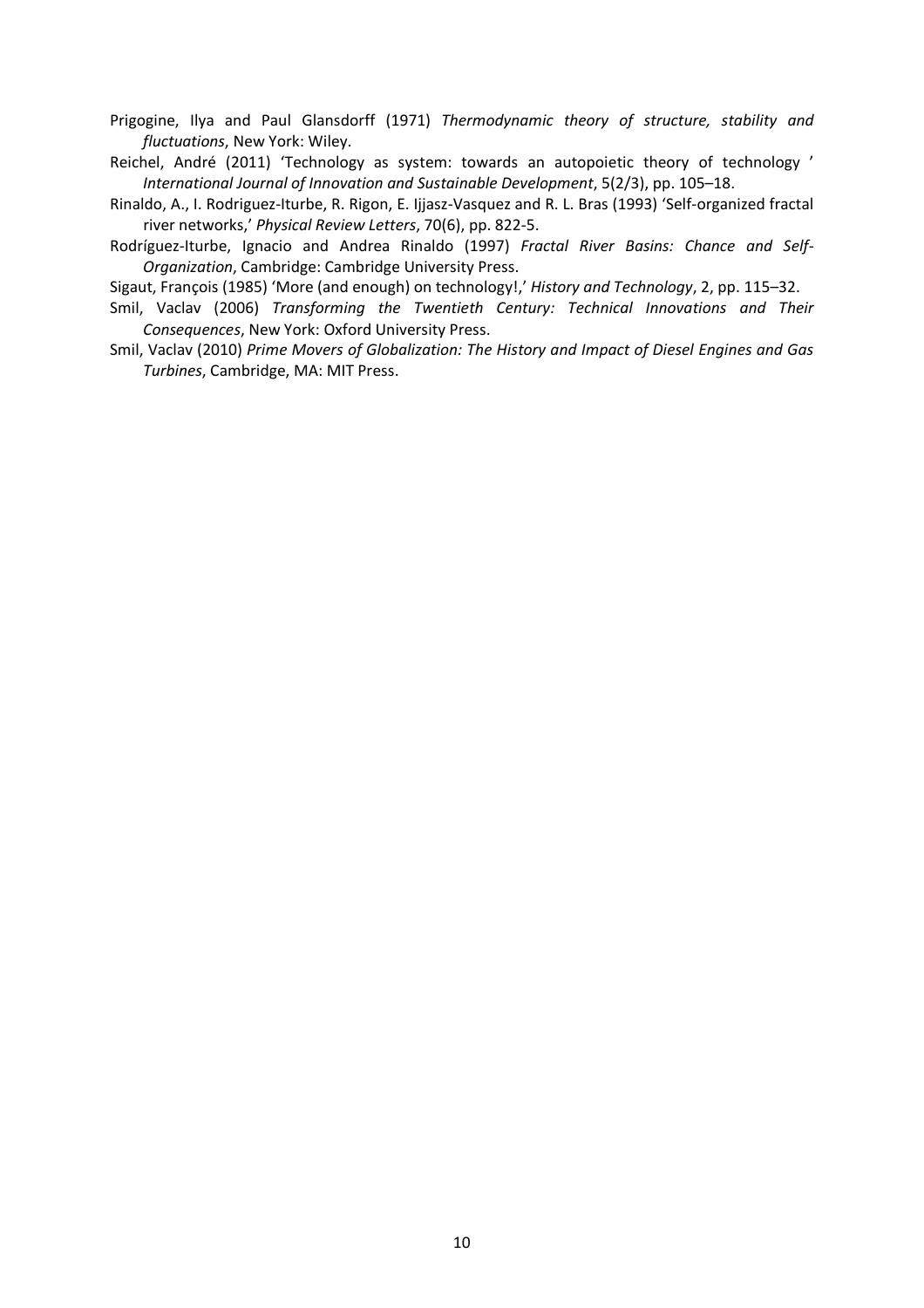Prigogine, Ilya and Paul Glansdorff (1971) *Thermodynamic theory of structure, stability and fluctuations*, New York: Wiley.

Reichel, André (2011) 'Technology as system: towards an autopoietic theory of technology ' *International Journal of Innovation and Sustainable Development*, 5(2/3), pp. 105–18.

Rinaldo, A., I. Rodriguez-Iturbe, R. Rigon, E. Ijjasz-Vasquez and R. L. Bras (1993) 'Self-organized fractal river networks,' *Physical Review Letters*, 70(6), pp. 822-5.

Rodríguez-Iturbe, Ignacio and Andrea Rinaldo (1997) *Fractal River Basins: Chance and Self-Organization*, Cambridge: Cambridge University Press.

Sigaut, François (1985) 'More (and enough) on technology!,' *History and Technology*, 2, pp. 115–32.

Smil, Vaclav (2006) *Transforming the Twentieth Century: Technical Innovations and Their Consequences*, New York: Oxford University Press.

Smil, Vaclav (2010) *Prime Movers of Globalization: The History and Impact of Diesel Engines and Gas Turbines*, Cambridge, MA: MIT Press.